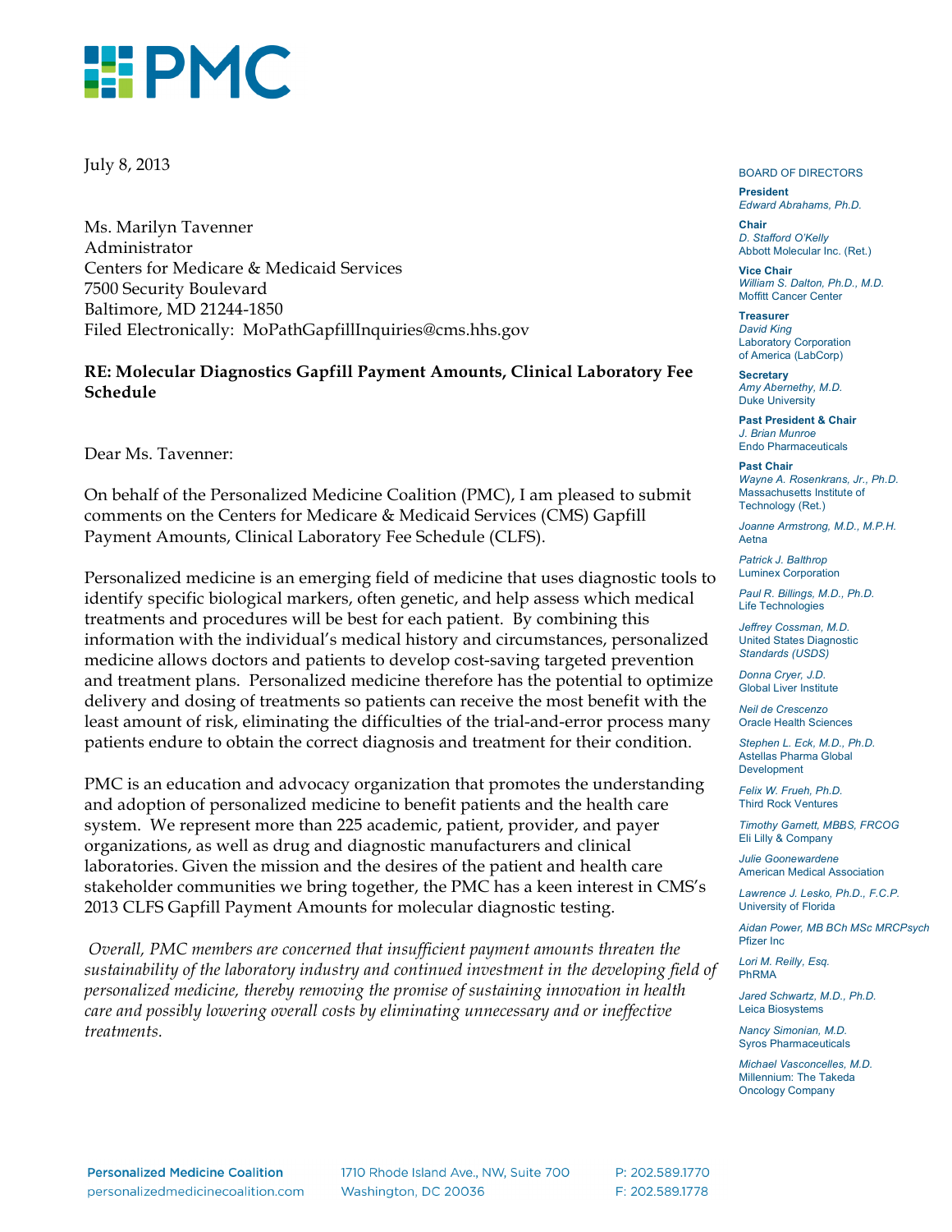July 8, 2013

Ms. Marilyn Tavenner
Administrator
Centers for Medicare & Medicaid Services
7500 Security Boulevard
Baltimore, MD 21244-1850
Filed Electronically: MoPathGapfillInquiries@cms.hhs.gov

**RE: Molecular Diagnostics Gapfill Payment Amounts, Clinical Laboratory Fee Schedule**

Dear Ms. Tavenner:

On behalf of the Personalized Medicine Coalition (PMC), I am pleased to submit comments on the Centers for Medicare & Medicaid Services (CMS) Gapfill Payment Amounts, Clinical Laboratory Fee Schedule (CLFS).

Personalized medicine is an emerging field of medicine that uses diagnostic tools to identify specific biological markers, often genetic, and help assess which medical treatments and procedures will be best for each patient. By combining this information with the individual's medical history and circumstances, personalized medicine allows doctors and patients to develop cost-saving targeted prevention and treatment plans. Personalized medicine therefore has the potential to optimize delivery and dosing of treatments so patients can receive the most benefit with the least amount of risk, eliminating the difficulties of the trial-and-error process many patients endure to obtain the correct diagnosis and treatment for their condition.

PMC is an education and advocacy organization that promotes the understanding and adoption of personalized medicine to benefit patients and the health care system. We represent more than 225 academic, patient, provider, and payer organizations, as well as drug and diagnostic manufacturers and clinical laboratories. Given the mission and the desires of the patient and health care stakeholder communities we bring together, the PMC has a keen interest in CMS's 2013 CLFS Gapfill Payment Amounts for molecular diagnostic testing.

*Overall, PMC members are concerned that insufficient payment amounts threaten the sustainability of the laboratory industry and continued investment in the developing field of personalized medicine, thereby removing the promise of sustaining innovation in health care and possibly lowering overall costs by eliminating unnecessary and or ineffective treatments.*

BOARD OF DIRECTORS

**President**
*Edward Abrahams, Ph.D.*

**Chair**
*D. Stafford O'Kelly*
Abbott Molecular Inc. (Ret.)

**Vice Chair**
*William S. Dalton, Ph.D., M.D.*
Moffitt Cancer Center

**Treasurer**
*David King*
Laboratory Corporation of America (LabCorp)

**Secretary**
*Amy Abernethy, M.D.*
Duke University

**Past President & Chair**
*J. Brian Munroe*
Endo Pharmaceuticals

**Past Chair**
*Wayne A. Rosenkrans, Jr., Ph.D.*
Massachusetts Institute of Technology (Ret.)

*Joanne Armstrong, M.D., M.P.H.*
Aetna

*Patrick J. Balthrop*
Luminex Corporation

*Paul R. Billings, M.D., Ph.D.*
Life Technologies

*Jeffrey Cossman, M.D.*
United States Diagnostic Standards (USDS)

*Donna Cryer, J.D.*
Global Liver Institute

*Neil de Crescenzo*
Oracle Health Sciences

*Stephen L. Eck, M.D., Ph.D.*
Astellas Pharma Global Development

*Felix W. Frueh, Ph.D.*
Third Rock Ventures

*Timothy Garnett, MBBS, FRCOG*
Eli Lilly & Company

*Julie Goonewardene*
American Medical Association

*Lawrence J. Lesko, Ph.D., F.C.P.*
University of Florida

*Aidan Power, MB BCh MSc MRCPsych*
Pfizer Inc

*Lori M. Reilly, Esq.*
PhRMA

*Jared Schwartz, M.D., Ph.D.*
Leica Biosystems

*Nancy Simonian, M.D.*
Syros Pharmaceuticals

*Michael Vasconcelles, M.D.*
Millennium: The Takeda Oncology Company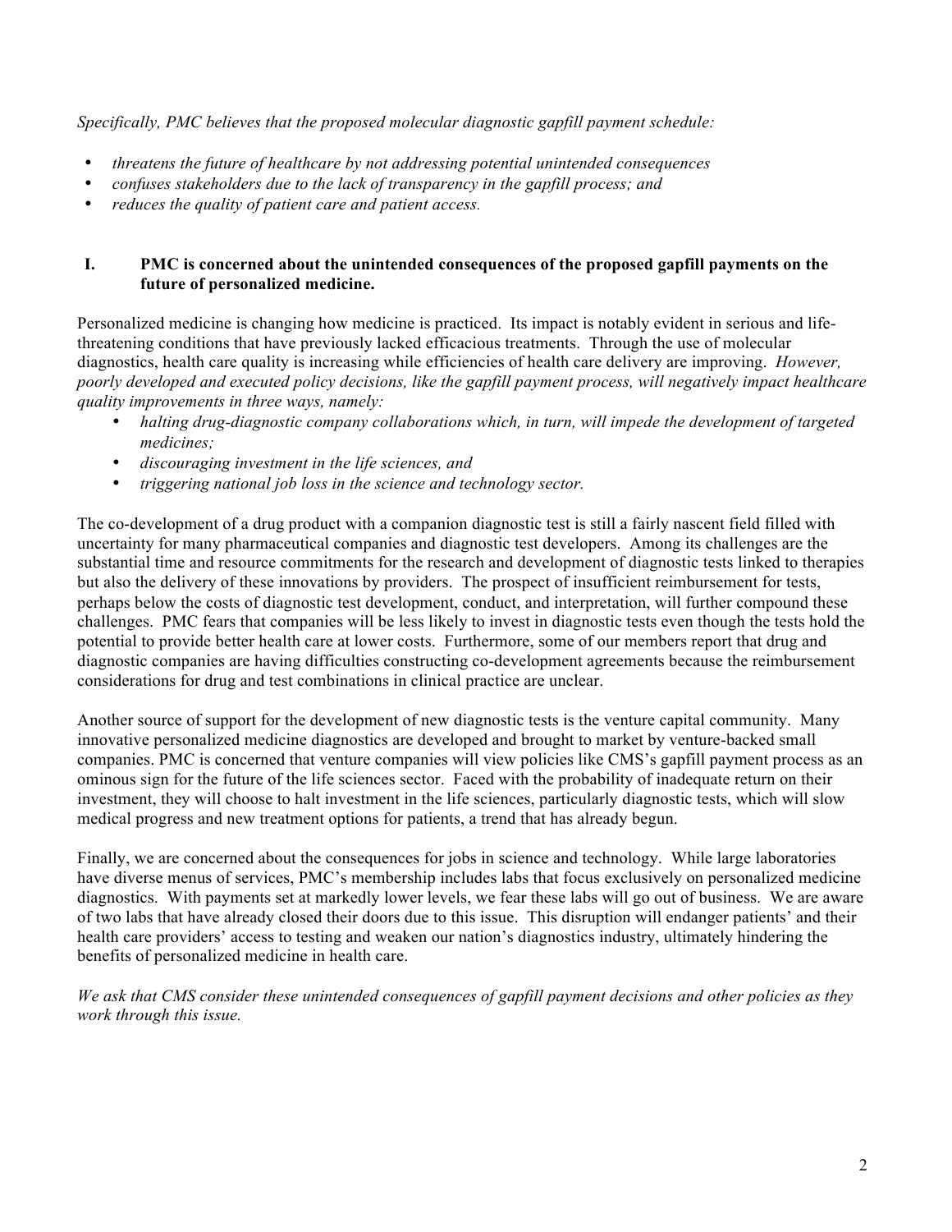*Specifically, PMC believes that the proposed molecular diagnostic gapfill payment schedule:*

- *threatens the future of healthcare by not addressing potential unintended consequences*
- *confuses stakeholders due to the lack of transparency in the gapfill process; and*
- *reduces the quality of patient care and patient access.*

## I. PMC is concerned about the unintended consequences of the proposed gapfill payments on the future of personalized medicine.

Personalized medicine is changing how medicine is practiced. Its impact is notably evident in serious and life-threatening conditions that have previously lacked efficacious treatments. Through the use of molecular diagnostics, health care quality is increasing while efficiencies of health care delivery are improving. *However, poorly developed and executed policy decisions, like the gapfill payment process, will negatively impact healthcare quality improvements in three ways, namely:*

- *halting drug-diagnostic company collaborations which, in turn, will impede the development of targeted medicines;*
- *discouraging investment in the life sciences, and*
- *triggering national job loss in the science and technology sector.*

The co-development of a drug product with a companion diagnostic test is still a fairly nascent field filled with uncertainty for many pharmaceutical companies and diagnostic test developers. Among its challenges are the substantial time and resource commitments for the research and development of diagnostic tests linked to therapies but also the delivery of these innovations by providers. The prospect of insufficient reimbursement for tests, perhaps below the costs of diagnostic test development, conduct, and interpretation, will further compound these challenges. PMC fears that companies will be less likely to invest in diagnostic tests even though the tests hold the potential to provide better health care at lower costs. Furthermore, some of our members report that drug and diagnostic companies are having difficulties constructing co-development agreements because the reimbursement considerations for drug and test combinations in clinical practice are unclear.

Another source of support for the development of new diagnostic tests is the venture capital community. Many innovative personalized medicine diagnostics are developed and brought to market by venture-backed small companies. PMC is concerned that venture companies will view policies like CMS's gapfill payment process as an ominous sign for the future of the life sciences sector. Faced with the probability of inadequate return on their investment, they will choose to halt investment in the life sciences, particularly diagnostic tests, which will slow medical progress and new treatment options for patients, a trend that has already begun.

Finally, we are concerned about the consequences for jobs in science and technology. While large laboratories have diverse menus of services, PMC's membership includes labs that focus exclusively on personalized medicine diagnostics. With payments set at markedly lower levels, we fear these labs will go out of business. We are aware of two labs that have already closed their doors due to this issue. This disruption will endanger patients' and their health care providers' access to testing and weaken our nation's diagnostics industry, ultimately hindering the benefits of personalized medicine in health care.

*We ask that CMS consider these unintended consequences of gapfill payment decisions and other policies as they work through this issue.*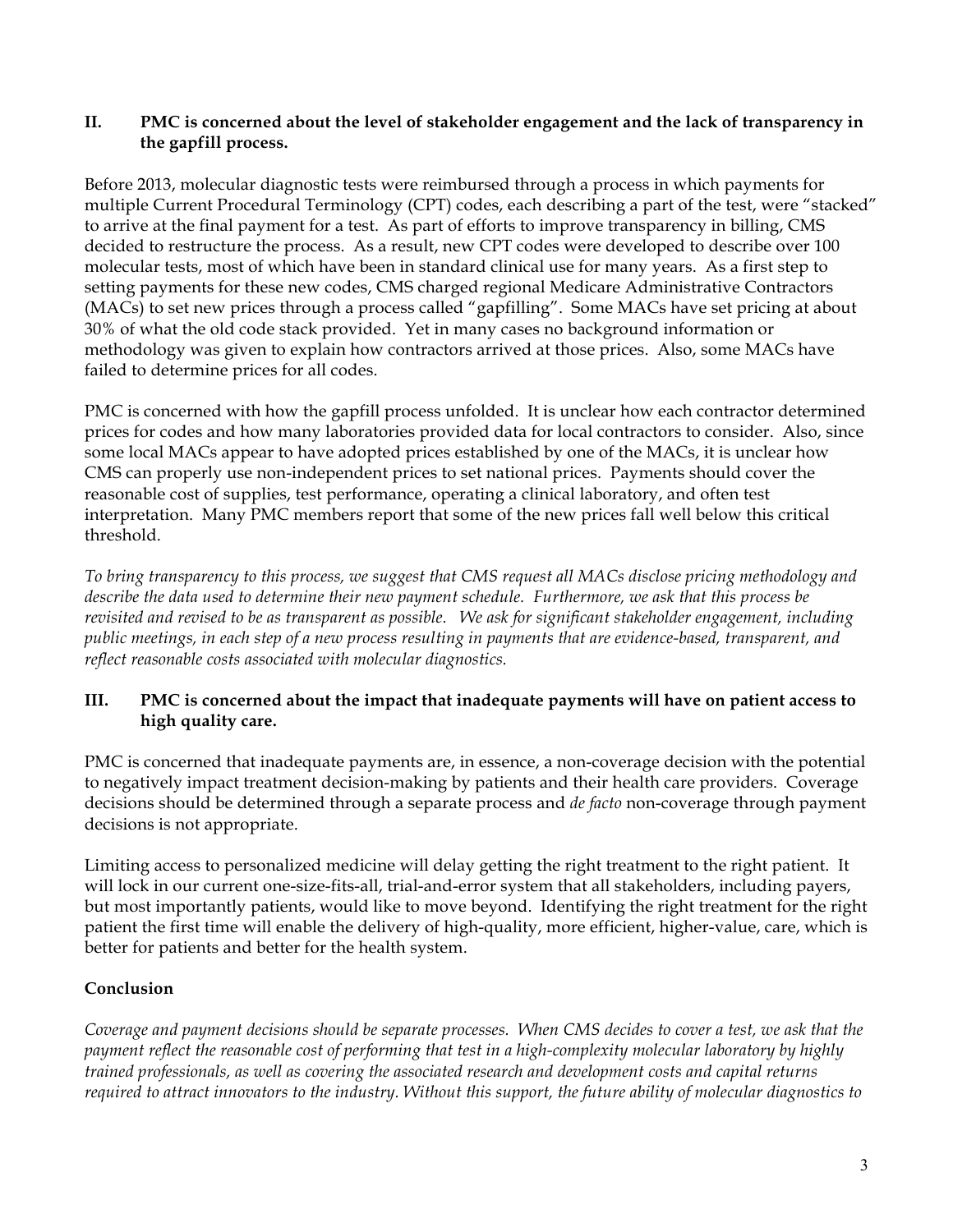## II. PMC is concerned about the level of stakeholder engagement and the lack of transparency in the gapfill process.

Before 2013, molecular diagnostic tests were reimbursed through a process in which payments for multiple Current Procedural Terminology (CPT) codes, each describing a part of the test, were "stacked" to arrive at the final payment for a test. As part of efforts to improve transparency in billing, CMS decided to restructure the process. As a result, new CPT codes were developed to describe over 100 molecular tests, most of which have been in standard clinical use for many years. As a first step to setting payments for these new codes, CMS charged regional Medicare Administrative Contractors (MACs) to set new prices through a process called "gapfilling". Some MACs have set pricing at about 30% of what the old code stack provided. Yet in many cases no background information or methodology was given to explain how contractors arrived at those prices. Also, some MACs have failed to determine prices for all codes.

PMC is concerned with how the gapfill process unfolded. It is unclear how each contractor determined prices for codes and how many laboratories provided data for local contractors to consider. Also, since some local MACs appear to have adopted prices established by one of the MACs, it is unclear how CMS can properly use non-independent prices to set national prices. Payments should cover the reasonable cost of supplies, test performance, operating a clinical laboratory, and often test interpretation. Many PMC members report that some of the new prices fall well below this critical threshold.

*To bring transparency to this process, we suggest that CMS request all MACs disclose pricing methodology and describe the data used to determine their new payment schedule. Furthermore, we ask that this process be revisited and revised to be as transparent as possible. We ask for significant stakeholder engagement, including public meetings, in each step of a new process resulting in payments that are evidence-based, transparent, and reflect reasonable costs associated with molecular diagnostics.*

## III. PMC is concerned about the impact that inadequate payments will have on patient access to high quality care.

PMC is concerned that inadequate payments are, in essence, a non-coverage decision with the potential to negatively impact treatment decision-making by patients and their health care providers. Coverage decisions should be determined through a separate process and *de facto* non-coverage through payment decisions is not appropriate.

Limiting access to personalized medicine will delay getting the right treatment to the right patient. It will lock in our current one-size-fits-all, trial-and-error system that all stakeholders, including payers, but most importantly patients, would like to move beyond. Identifying the right treatment for the right patient the first time will enable the delivery of high-quality, more efficient, higher-value, care, which is better for patients and better for the health system.

## Conclusion

*Coverage and payment decisions should be separate processes. When CMS decides to cover a test, we ask that the payment reflect the reasonable cost of performing that test in a high-complexity molecular laboratory by highly trained professionals, as well as covering the associated research and development costs and capital returns required to attract innovators to the industry. Without this support, the future ability of molecular diagnostics to*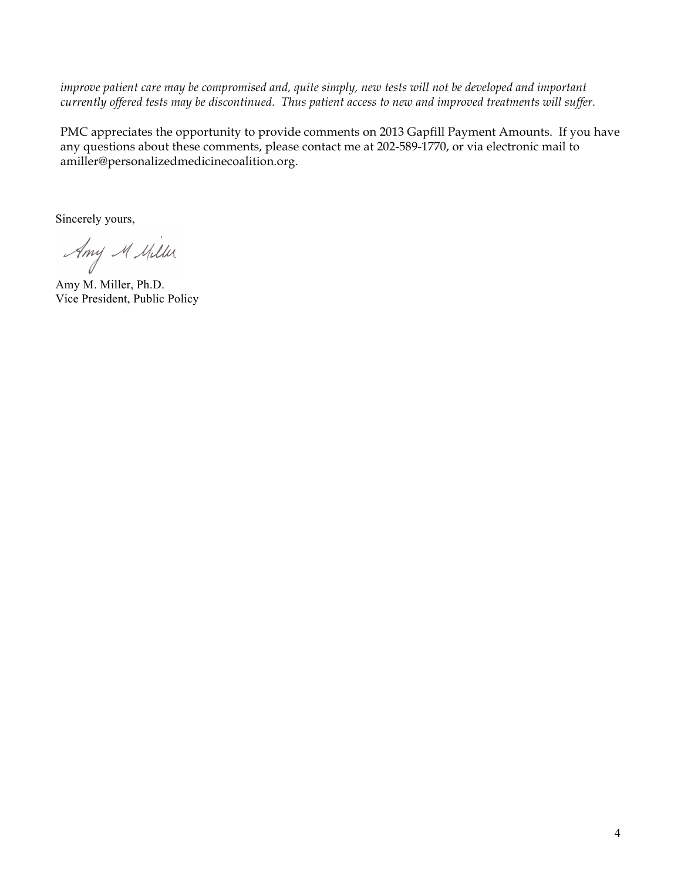*improve patient care may be compromised and, quite simply, new tests will not be developed and important currently offered tests may be discontinued. Thus patient access to new and improved treatments will suffer.*

PMC appreciates the opportunity to provide comments on 2013 Gapfill Payment Amounts. If you have any questions about these comments, please contact me at 202-589-1770, or via electronic mail to amiller@personalizedmedicinecoalition.org.

Sincerely yours,

Amy M. Miller, Ph.D.
Vice President, Public Policy